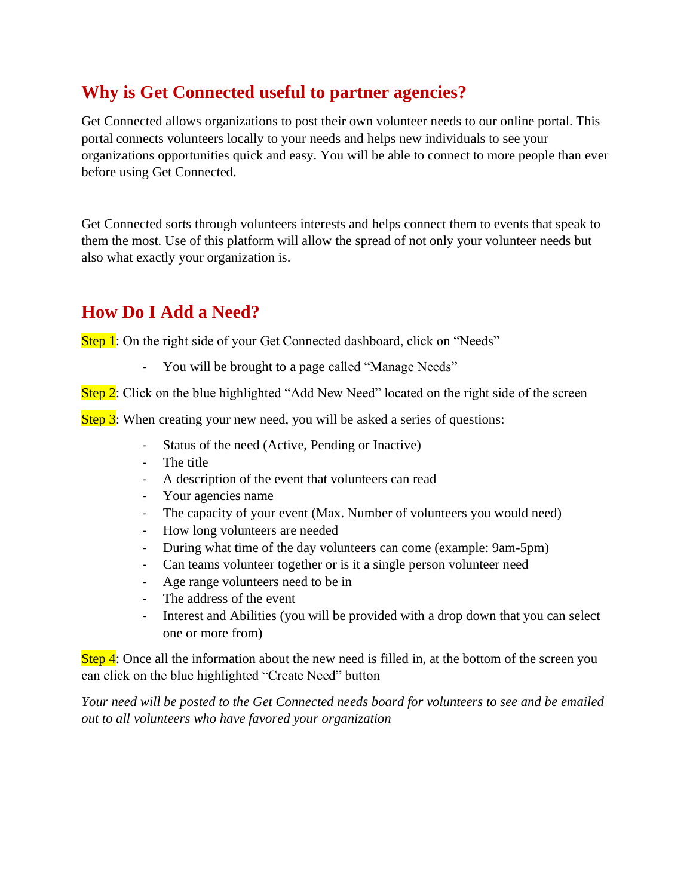## Why is Get Connected useful to partner agencies?

Get Connected allows organizations to post their own volunteer needs to our online portal. This portal connects volunteers locally to your needs and helps new individuals to see your organizations opportunities quick and easy. You will be able to connect to more people than ever before using Get Connected.

Get Connected sorts through volunteers interests and helps connect them to events that speak to them the most. Use of this platform will allow the spread of not only your volunteer needs but also what exactly your organization is.

## How Do I Add a Need?

Step 1: On the right side of your Get Connected dashboard, click on "Needs"

- You will be brought to a page called "Manage Needs"

Step 2: Click on the blue highlighted "Add New Need" located on the right side of the screen

Step 3: When creating your new need, you will be asked a series of questions:

- Status of the need (Active, Pending or Inactive)
- The title
- A description of the event that volunteers can read
- Your agencies name
- The capacity of your event (Max. Number of volunteers you would need)
- How long volunteers are needed
- During what time of the day volunteers can come (example: 9am-5pm)
- Can teams volunteer together or is it a single person volunteer need
- Age range volunteers need to be in
- The address of the event
- Interest and Abilities (you will be provided with a drop down that you can select one or more from)

Step 4: Once all the information about the new need is filled in, at the bottom of the screen you can click on the blue highlighted "Create Need" button

*Your need will be posted to the Get Connected needs board for volunteers to see and be emailed out to all volunteers who have favored your organization*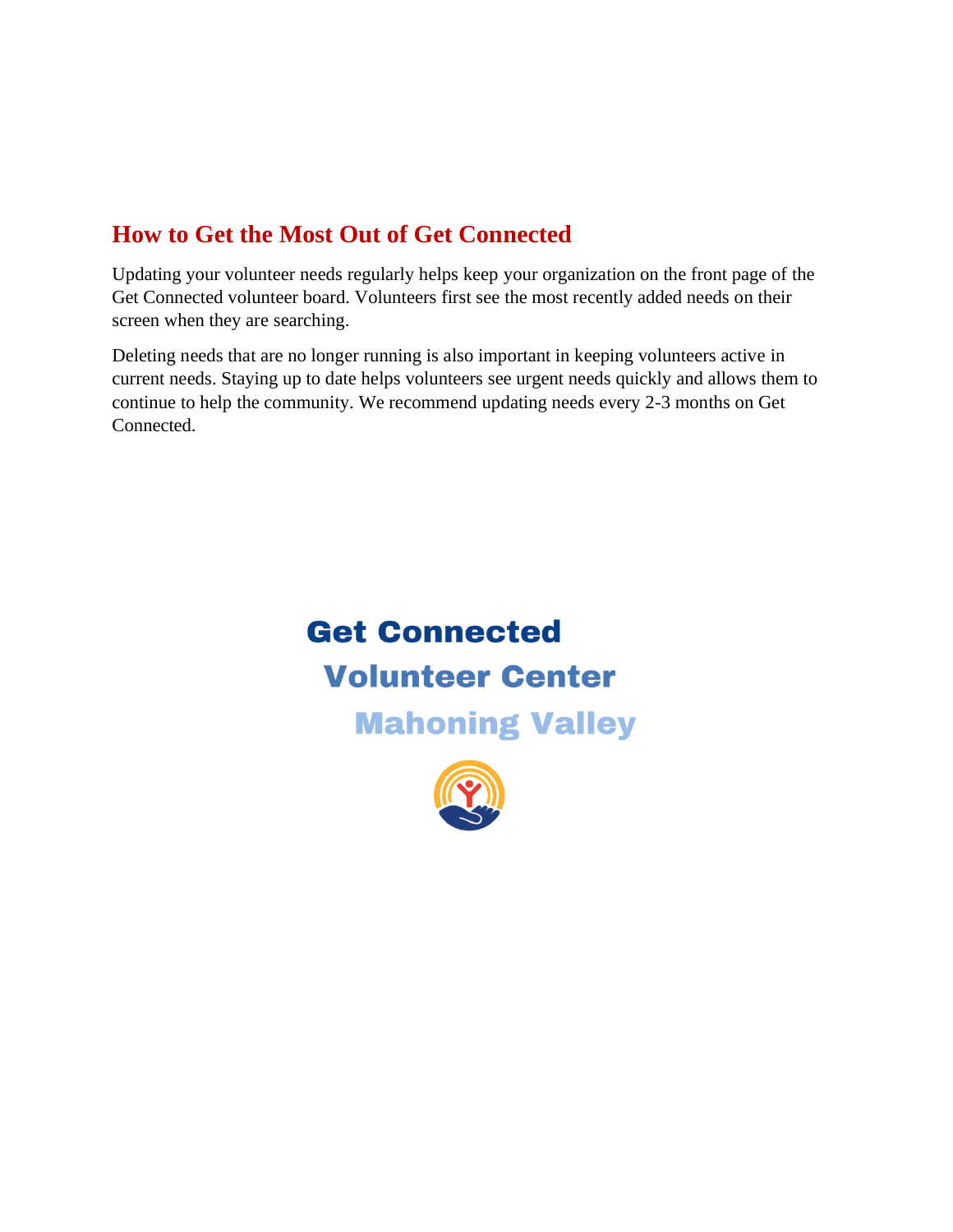## How to Get the Most Out of Get Connected

Updating your volunteer needs regularly helps keep your organization on the front page of the Get Connected volunteer board. Volunteers first see the most recently added needs on their screen when they are searching.

Deleting needs that are no longer running is also important in keeping volunteers active in current needs. Staying up to date helps volunteers see urgent needs quickly and allows them to continue to help the community. We recommend updating needs every 2-3 months on Get Connected.

**Get Connected**

**Volunteer Center**

**Mahoning Valley**